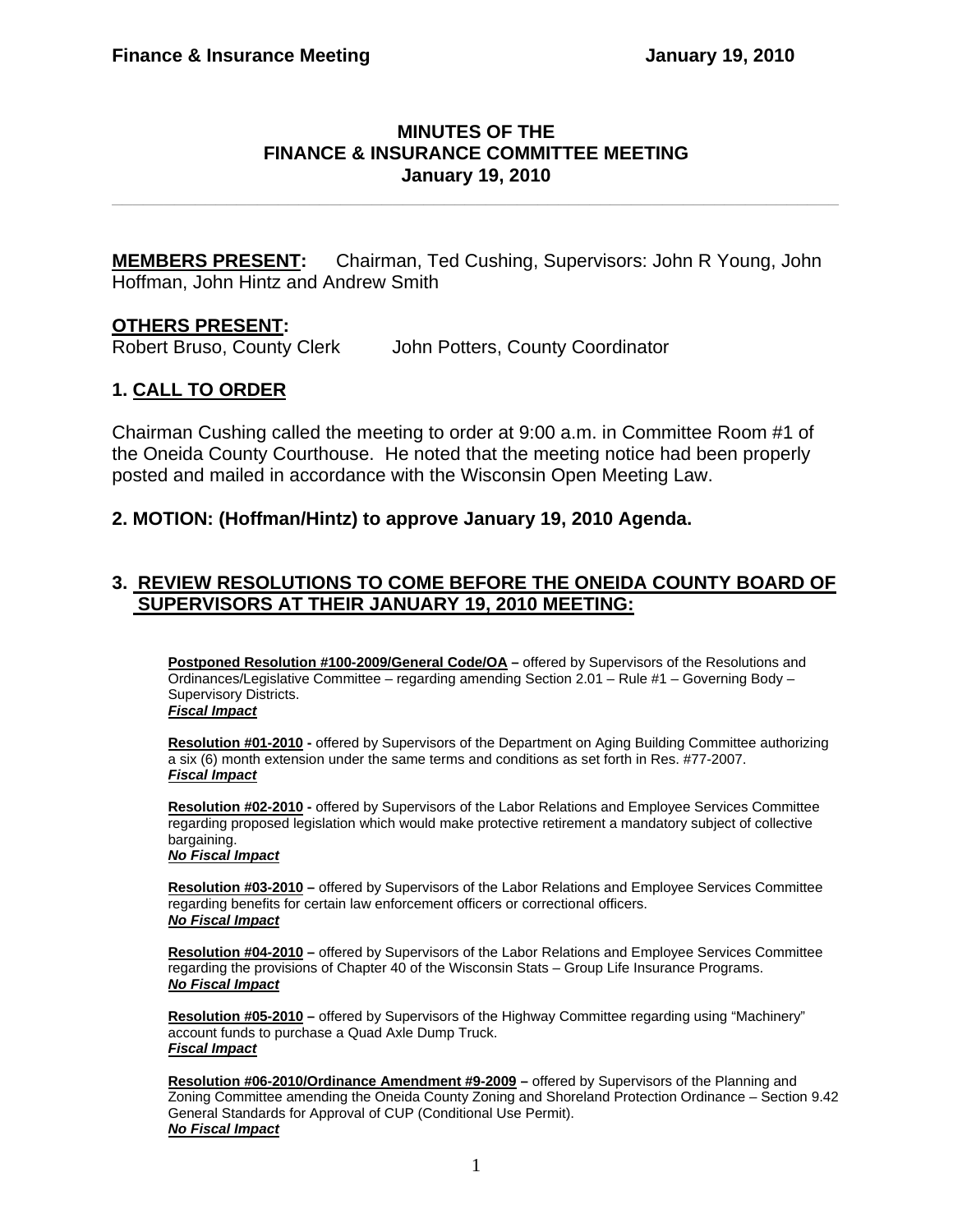# MINUTES OF THE FINANCE & INSURANCE COMMITTEE MEETING
## January 19, 2010

**MEMBERS PRESENT:** Chairman, Ted Cushing, Supervisors: John R Young, John Hoffman, John Hintz and Andrew Smith

**OTHERS PRESENT:**
Robert Bruso, County Clerk John Potters, County Coordinator

## 1. CALL TO ORDER

Chairman Cushing called the meeting to order at 9:00 a.m. in Committee Room #1 of the Oneida County Courthouse. He noted that the meeting notice had been properly posted and mailed in accordance with the Wisconsin Open Meeting Law.

## 2. MOTION: (Hoffman/Hintz) to approve January 19, 2010 Agenda.

## 3. REVIEW RESOLUTIONS TO COME BEFORE THE ONEIDA COUNTY BOARD OF SUPERVISORS AT THEIR JANUARY 19, 2010 MEETING:

**Postponed Resolution #100-2009/General Code/OA –** offered by Supervisors of the Resolutions and Ordinances/Legislative Committee – regarding amending Section 2.01 – Rule #1 – Governing Body – Supervisory Districts.
***Fiscal Impact***

**Resolution #01-2010 -** offered by Supervisors of the Department on Aging Building Committee authorizing a six (6) month extension under the same terms and conditions as set forth in Res. #77-2007.
***Fiscal Impact***

**Resolution #02-2010 -** offered by Supervisors of the Labor Relations and Employee Services Committee regarding proposed legislation which would make protective retirement a mandatory subject of collective bargaining.
***No Fiscal Impact***

**Resolution #03-2010 –** offered by Supervisors of the Labor Relations and Employee Services Committee regarding benefits for certain law enforcement officers or correctional officers.
***No Fiscal Impact***

**Resolution #04-2010 –** offered by Supervisors of the Labor Relations and Employee Services Committee regarding the provisions of Chapter 40 of the Wisconsin Stats – Group Life Insurance Programs.
***No Fiscal Impact***

**Resolution #05-2010 –** offered by Supervisors of the Highway Committee regarding using "Machinery" account funds to purchase a Quad Axle Dump Truck.
***Fiscal Impact***

**Resolution #06-2010/Ordinance Amendment #9-2009 –** offered by Supervisors of the Planning and Zoning Committee amending the Oneida County Zoning and Shoreland Protection Ordinance – Section 9.42 General Standards for Approval of CUP (Conditional Use Permit).
***No Fiscal Impact***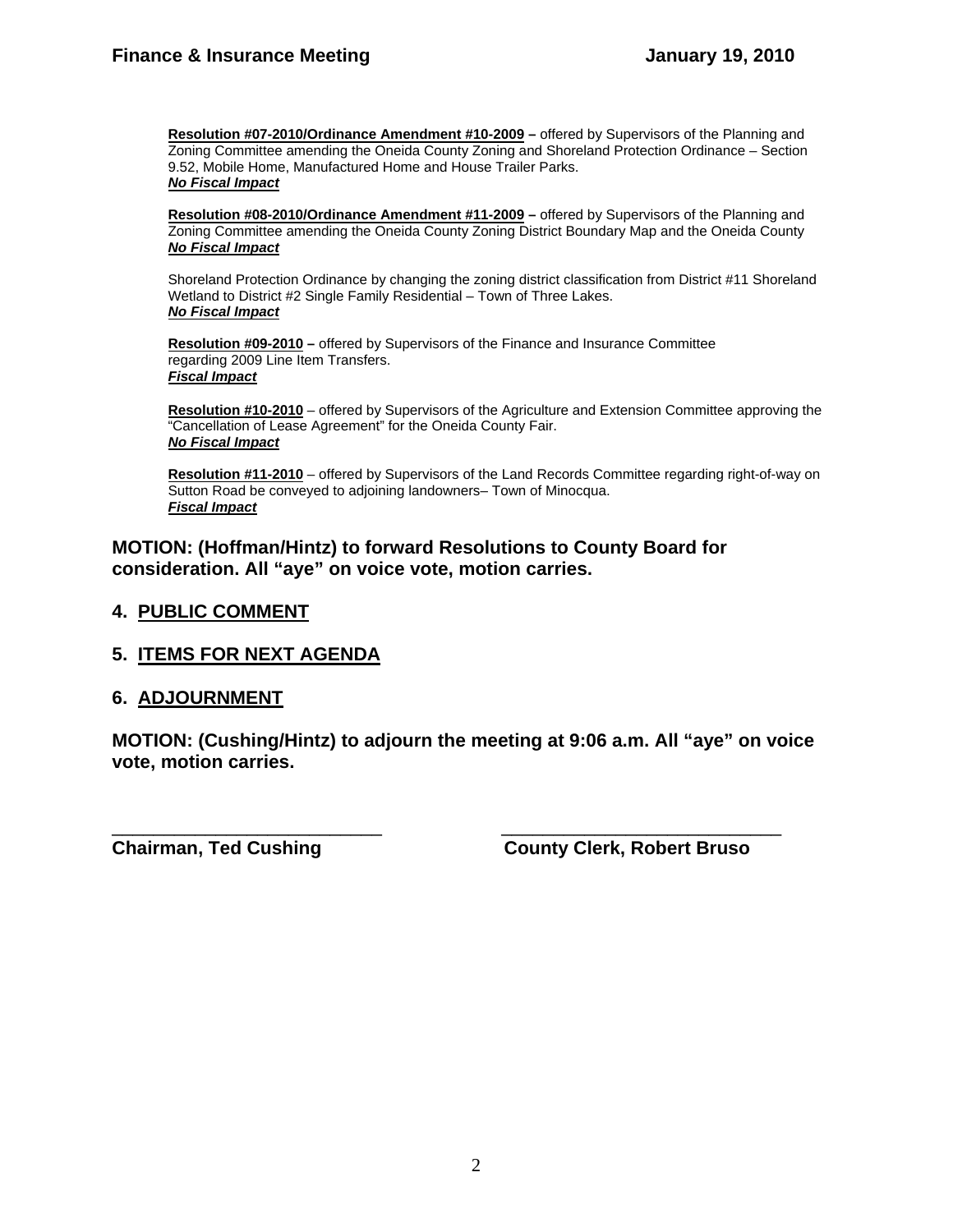**Resolution #07-2010/Ordinance Amendment #10-2009 –** offered by Supervisors of the Planning and Zoning Committee amending the Oneida County Zoning and Shoreland Protection Ordinance – Section 9.52, Mobile Home, Manufactured Home and House Trailer Parks.
***No Fiscal Impact***

**Resolution #08-2010/Ordinance Amendment #11-2009 –** offered by Supervisors of the Planning and Zoning Committee amending the Oneida County Zoning District Boundary Map and the Oneida County
***No Fiscal Impact***

Shoreland Protection Ordinance by changing the zoning district classification from District #11 Shoreland Wetland to District #2 Single Family Residential – Town of Three Lakes.
***No Fiscal Impact***

**Resolution #09-2010 –** offered by Supervisors of the Finance and Insurance Committee regarding 2009 Line Item Transfers.
***Fiscal Impact***

**Resolution #10-2010** – offered by Supervisors of the Agriculture and Extension Committee approving the "Cancellation of Lease Agreement" for the Oneida County Fair.
***No Fiscal Impact***

**Resolution #11-2010** – offered by Supervisors of the Land Records Committee regarding right-of-way on Sutton Road be conveyed to adjoining landowners– Town of Minocqua.
***Fiscal Impact***

**MOTION: (Hoffman/Hintz) to forward Resolutions to County Board for consideration. All "aye" on voice vote, motion carries.**

## 4. PUBLIC COMMENT

## 5. ITEMS FOR NEXT AGENDA

## 6. ADJOURNMENT

**MOTION: (Cushing/Hintz) to adjourn the meeting at 9:06 a.m. All "aye" on voice vote, motion carries.**

\_\_\_\_\_\_\_\_\_\_\_\_\_\_\_\_\_\_\_\_\_\_\_\_\_\_\_\_
**Chairman, Ted Cushing**

\_\_\_\_\_\_\_\_\_\_\_\_\_\_\_\_\_\_\_\_\_\_\_\_\_\_\_\_
**County Clerk, Robert Bruso**